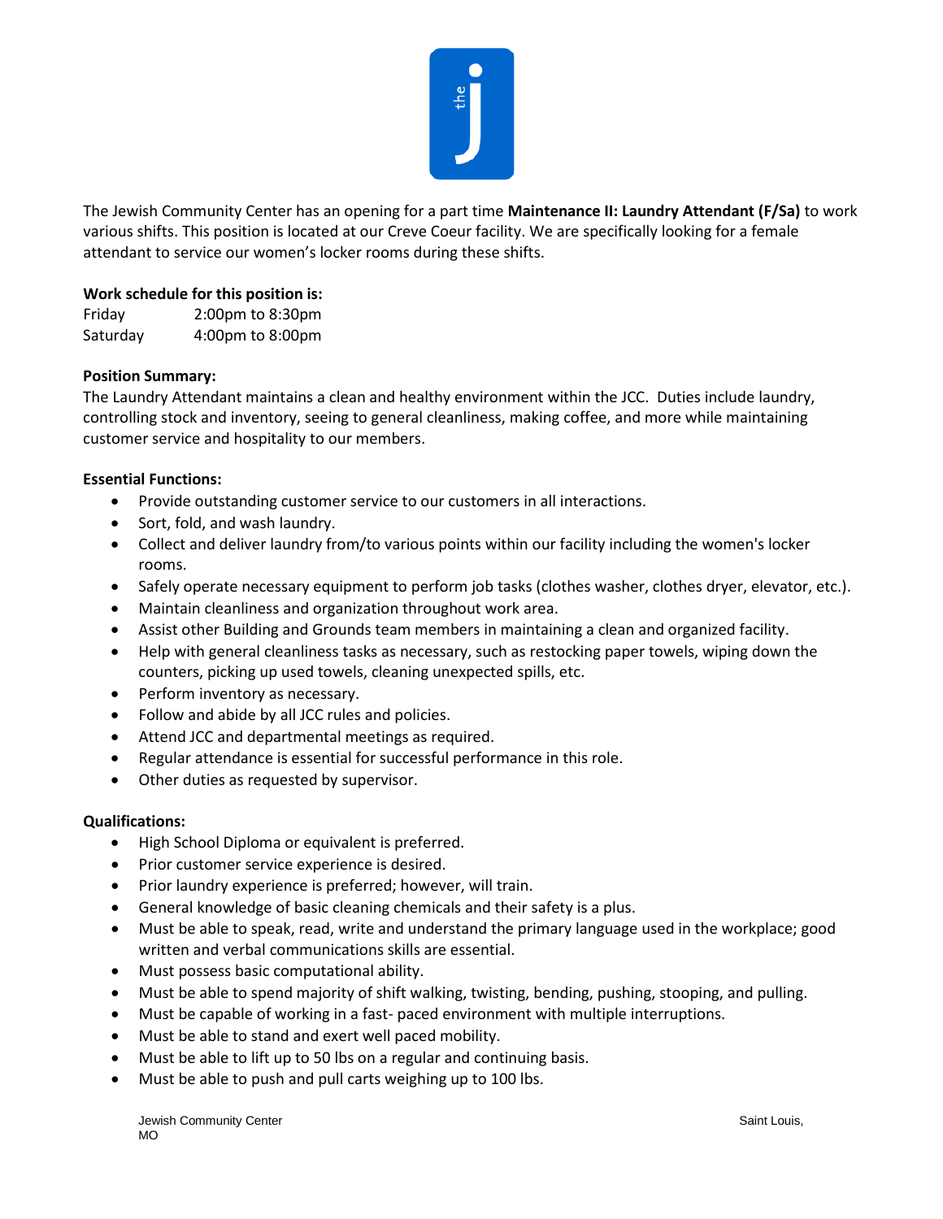The Jewish Community Center has an opening for a part time **Maintenance II: Laundry Attendant (F/Sa)** to work various shifts. This position is located at our Creve Coeur facility. We are specifically looking for a female attendant to service our women's locker rooms during these shifts.

**Work schedule for this position is:**

Friday 2:00pm to 8:30pm
Saturday 4:00pm to 8:00pm

**Position Summary:**

The Laundry Attendant maintains a clean and healthy environment within the JCC. Duties include laundry, controlling stock and inventory, seeing to general cleanliness, making coffee, and more while maintaining customer service and hospitality to our members.

**Essential Functions:**

- Provide outstanding customer service to our customers in all interactions.
- Sort, fold, and wash laundry.
- Collect and deliver laundry from/to various points within our facility including the women's locker rooms.
- Safely operate necessary equipment to perform job tasks (clothes washer, clothes dryer, elevator, etc.).
- Maintain cleanliness and organization throughout work area.
- Assist other Building and Grounds team members in maintaining a clean and organized facility.
- Help with general cleanliness tasks as necessary, such as restocking paper towels, wiping down the counters, picking up used towels, cleaning unexpected spills, etc.
- Perform inventory as necessary.
- Follow and abide by all JCC rules and policies.
- Attend JCC and departmental meetings as required.
- Regular attendance is essential for successful performance in this role.
- Other duties as requested by supervisor.

**Qualifications:**

- High School Diploma or equivalent is preferred.
- Prior customer service experience is desired.
- Prior laundry experience is preferred; however, will train.
- General knowledge of basic cleaning chemicals and their safety is a plus.
- Must be able to speak, read, write and understand the primary language used in the workplace; good written and verbal communications skills are essential.
- Must possess basic computational ability.
- Must be able to spend majority of shift walking, twisting, bending, pushing, stooping, and pulling.
- Must be capable of working in a fast- paced environment with multiple interruptions.
- Must be able to stand and exert well paced mobility.
- Must be able to lift up to 50 lbs on a regular and continuing basis.
- Must be able to push and pull carts weighing up to 100 lbs.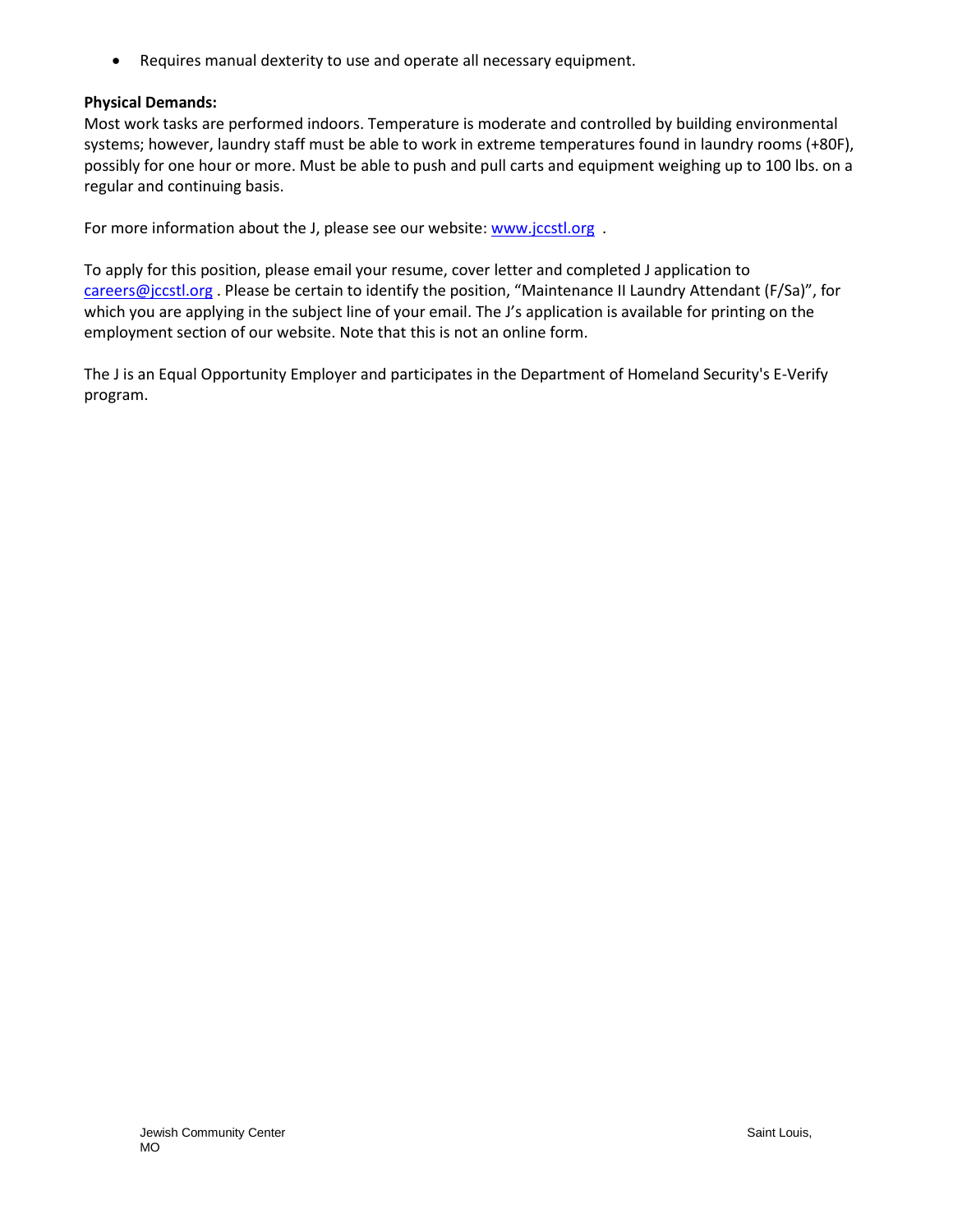- Requires manual dexterity to use and operate all necessary equipment.

**Physical Demands:**

Most work tasks are performed indoors. Temperature is moderate and controlled by building environmental systems; however, laundry staff must be able to work in extreme temperatures found in laundry rooms (+80F), possibly for one hour or more. Must be able to push and pull carts and equipment weighing up to 100 lbs. on a regular and continuing basis.

For more information about the J, please see our website: [www.jccstl.org](http://www.jccstl.org) .

To apply for this position, please email your resume, cover letter and completed J application to [careers@jccstl.org](mailto:careers@jccstl.org) . Please be certain to identify the position, "Maintenance II Laundry Attendant (F/Sa)", for which you are applying in the subject line of your email. The J's application is available for printing on the employment section of our website. Note that this is not an online form.

The J is an Equal Opportunity Employer and participates in the Department of Homeland Security's E-Verify program.